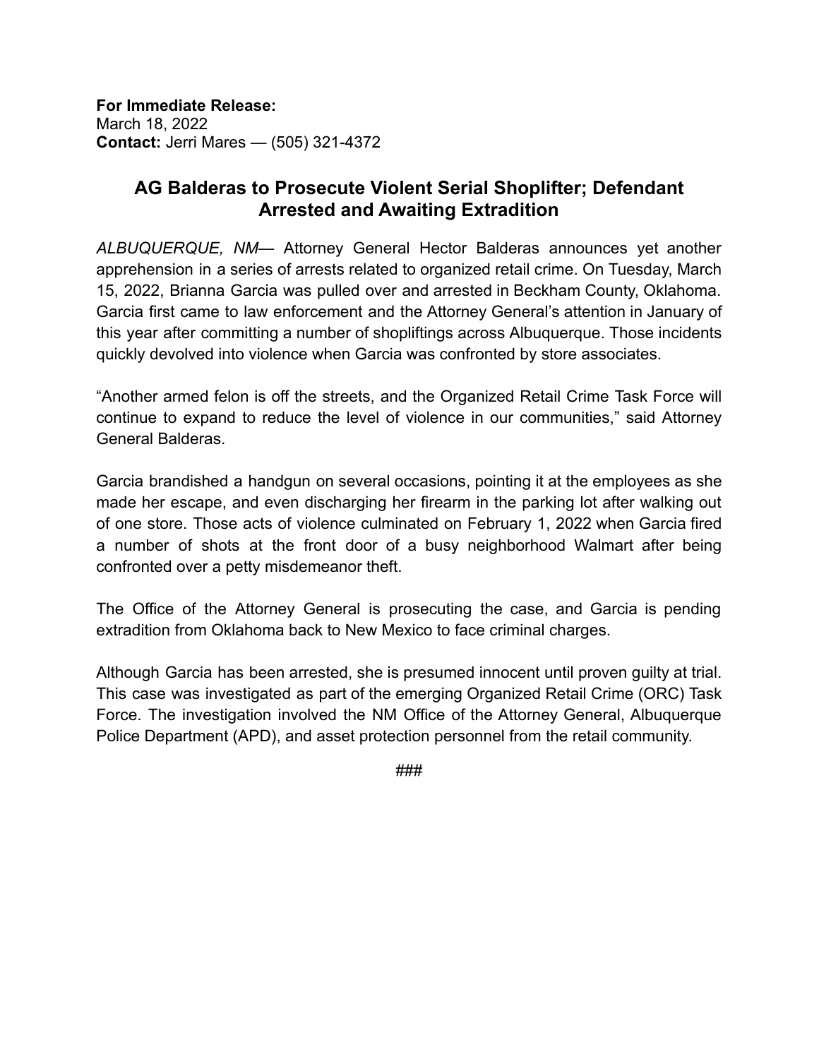**For Immediate Release:**
March 18, 2022
**Contact:** Jerri Mares — (505) 321-4372

# AG Balderas to Prosecute Violent Serial Shoplifter; Defendant Arrested and Awaiting Extradition

*ALBUQUERQUE, NM*— Attorney General Hector Balderas announces yet another apprehension in a series of arrests related to organized retail crime. On Tuesday, March 15, 2022, Brianna Garcia was pulled over and arrested in Beckham County, Oklahoma. Garcia first came to law enforcement and the Attorney General's attention in January of this year after committing a number of shopliftings across Albuquerque. Those incidents quickly devolved into violence when Garcia was confronted by store associates.

"Another armed felon is off the streets, and the Organized Retail Crime Task Force will continue to expand to reduce the level of violence in our communities," said Attorney General Balderas.

Garcia brandished a handgun on several occasions, pointing it at the employees as she made her escape, and even discharging her firearm in the parking lot after walking out of one store. Those acts of violence culminated on February 1, 2022 when Garcia fired a number of shots at the front door of a busy neighborhood Walmart after being confronted over a petty misdemeanor theft.

The Office of the Attorney General is prosecuting the case, and Garcia is pending extradition from Oklahoma back to New Mexico to face criminal charges.

Although Garcia has been arrested, she is presumed innocent until proven guilty at trial. This case was investigated as part of the emerging Organized Retail Crime (ORC) Task Force. The investigation involved the NM Office of the Attorney General, Albuquerque Police Department (APD), and asset protection personnel from the retail community.

###